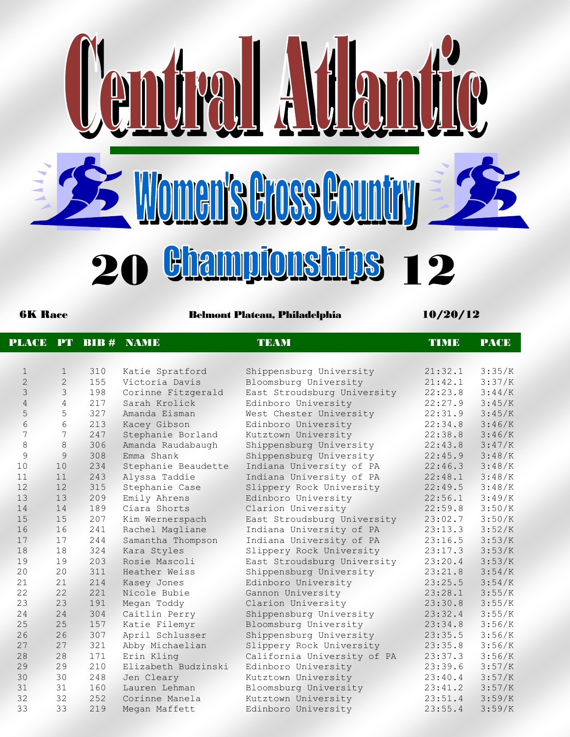# Central Atlantic

## Women's Cross Country

## 2012 Championships

**6K Race** — **Belmont Plateau, Philadelphia** — **10/20/12**

| PLACE | PT | BIB # | NAME | TEAM | TIME | PACE |
|---|---|---|---|---|---|---|
| 1 | 1 | 310 | Katie Spratford | Shippensburg University | 21:32.1 | 3:35/K |
| 2 | 2 | 155 | Victoria Davis | Bloomsburg University | 21:42.1 | 3:37/K |
| 3 | 3 | 198 | Corinne Fitzgerald | East Stroudsburg University | 22:23.8 | 3:44/K |
| 4 | 4 | 217 | Sarah Krolick | Edinboro University | 22:27.9 | 3:45/K |
| 5 | 5 | 327 | Amanda Eisman | West Chester University | 22:31.9 | 3:45/K |
| 6 | 6 | 213 | Kacey Gibson | Edinboro University | 22:34.8 | 3:46/K |
| 7 | 7 | 247 | Stephanie Borland | Kutztown University | 22:38.8 | 3:46/K |
| 8 | 8 | 306 | Amanda Raudabaugh | Shippensburg University | 22:43.8 | 3:47/K |
| 9 | 9 | 308 | Emma Shank | Shippensburg University | 22:45.9 | 3:48/K |
| 10 | 10 | 234 | Stephanie Beaudette | Indiana University of PA | 22:46.3 | 3:48/K |
| 11 | 11 | 243 | Alyssa Taddie | Indiana University of PA | 22:48.1 | 3:48/K |
| 12 | 12 | 315 | Stephanie Case | Slippery Rock University | 22:49.5 | 3:48/K |
| 13 | 13 | 209 | Emily Ahrens | Edinboro University | 22:56.1 | 3:49/K |
| 14 | 14 | 189 | Ciara Shorts | Clarion University | 22:59.8 | 3:50/K |
| 15 | 15 | 207 | Kim Wernerspach | East Stroudsburg University | 23:02.7 | 3:50/K |
| 16 | 16 | 241 | Rachel Magliane | Indiana University of PA | 23:13.3 | 3:52/K |
| 17 | 17 | 244 | Samantha Thompson | Indiana University of PA | 23:16.5 | 3:53/K |
| 18 | 18 | 324 | Kara Styles | Slippery Rock University | 23:17.3 | 3:53/K |
| 19 | 19 | 203 | Rosie Mascoli | East Stroudsburg University | 23:20.4 | 3:53/K |
| 20 | 20 | 311 | Heather Weiss | Shippensburg University | 23:21.8 | 3:54/K |
| 21 | 21 | 214 | Kasey Jones | Edinboro University | 23:25.5 | 3:54/K |
| 22 | 22 | 221 | Nicole Bubie | Gannon University | 23:28.1 | 3:55/K |
| 23 | 23 | 191 | Megan Toddy | Clarion University | 23:30.8 | 3:55/K |
| 24 | 24 | 304 | Caitlin Perry | Shippensburg University | 23:32.4 | 3:55/K |
| 25 | 25 | 157 | Katie Filemyr | Bloomsburg University | 23:34.8 | 3:56/K |
| 26 | 26 | 307 | April Schlusser | Shippensburg University | 23:35.5 | 3:56/K |
| 27 | 27 | 321 | Abby Michaelian | Slippery Rock University | 23:35.8 | 3:56/K |
| 28 | 28 | 171 | Erin Kling | California University of PA | 23:37.3 | 3:56/K |
| 29 | 29 | 210 | Elizabeth Budzinski | Edinboro University | 23:39.6 | 3:57/K |
| 30 | 30 | 248 | Jen Cleary | Kutztown University | 23:40.4 | 3:57/K |
| 31 | 31 | 160 | Lauren Lehman | Bloomsburg University | 23:41.2 | 3:57/K |
| 32 | 32 | 252 | Corinne Manela | Kutztown University | 23:51.4 | 3:59/K |
| 33 | 33 | 219 | Megan Maffett | Edinboro University | 23:55.4 | 3:59/K |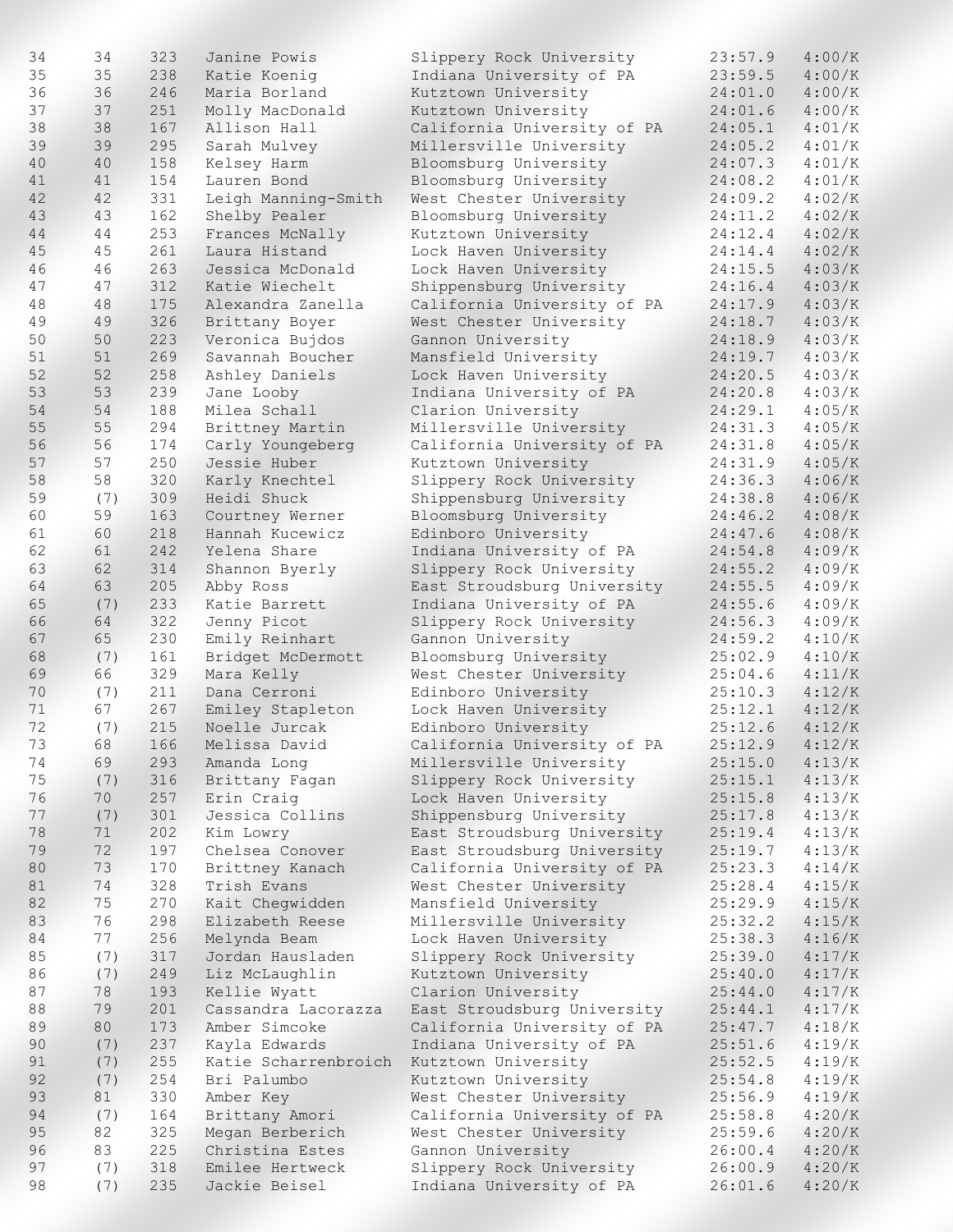| | | | | | | |
|---|---|---|---|---|---|---|
| 34 | 34 | 323 | Janine Powis | Slippery Rock University | 23:57.9 | 4:00/K |
| 35 | 35 | 238 | Katie Koenig | Indiana University of PA | 23:59.5 | 4:00/K |
| 36 | 36 | 246 | Maria Borland | Kutztown University | 24:01.0 | 4:00/K |
| 37 | 37 | 251 | Molly MacDonald | Kutztown University | 24:01.6 | 4:00/K |
| 38 | 38 | 167 | Allison Hall | California University of PA | 24:05.1 | 4:01/K |
| 39 | 39 | 295 | Sarah Mulvey | Millersville University | 24:05.2 | 4:01/K |
| 40 | 40 | 158 | Kelsey Harm | Bloomsburg University | 24:07.3 | 4:01/K |
| 41 | 41 | 154 | Lauren Bond | Bloomsburg University | 24:08.2 | 4:01/K |
| 42 | 42 | 331 | Leigh Manning-Smith | West Chester University | 24:09.2 | 4:02/K |
| 43 | 43 | 162 | Shelby Pealer | Bloomsburg University | 24:11.2 | 4:02/K |
| 44 | 44 | 253 | Frances McNally | Kutztown University | 24:12.4 | 4:02/K |
| 45 | 45 | 261 | Laura Histand | Lock Haven University | 24:14.4 | 4:02/K |
| 46 | 46 | 263 | Jessica McDonald | Lock Haven University | 24:15.5 | 4:03/K |
| 47 | 47 | 312 | Katie Wiechelt | Shippensburg University | 24:16.4 | 4:03/K |
| 48 | 48 | 175 | Alexandra Zanella | California University of PA | 24:17.9 | 4:03/K |
| 49 | 49 | 326 | Brittany Boyer | West Chester University | 24:18.7 | 4:03/K |
| 50 | 50 | 223 | Veronica Bujdos | Gannon University | 24:18.9 | 4:03/K |
| 51 | 51 | 269 | Savannah Boucher | Mansfield University | 24:19.7 | 4:03/K |
| 52 | 52 | 258 | Ashley Daniels | Lock Haven University | 24:20.5 | 4:03/K |
| 53 | 53 | 239 | Jane Looby | Indiana University of PA | 24:20.8 | 4:03/K |
| 54 | 54 | 188 | Milea Schall | Clarion University | 24:29.1 | 4:05/K |
| 55 | 55 | 294 | Brittney Martin | Millersville University | 24:31.3 | 4:05/K |
| 56 | 56 | 174 | Carly Youngeberg | California University of PA | 24:31.8 | 4:05/K |
| 57 | 57 | 250 | Jessie Huber | Kutztown University | 24:31.9 | 4:05/K |
| 58 | 58 | 320 | Karly Knechtel | Slippery Rock University | 24:36.3 | 4:06/K |
| 59 | (7) | 309 | Heidi Shuck | Shippensburg University | 24:38.8 | 4:06/K |
| 60 | 59 | 163 | Courtney Werner | Bloomsburg University | 24:46.2 | 4:08/K |
| 61 | 60 | 218 | Hannah Kucewicz | Edinboro University | 24:47.6 | 4:08/K |
| 62 | 61 | 242 | Yelena Share | Indiana University of PA | 24:54.8 | 4:09/K |
| 63 | 62 | 314 | Shannon Byerly | Slippery Rock University | 24:55.2 | 4:09/K |
| 64 | 63 | 205 | Abby Ross | East Stroudsburg University | 24:55.5 | 4:09/K |
| 65 | (7) | 233 | Katie Barrett | Indiana University of PA | 24:55.6 | 4:09/K |
| 66 | 64 | 322 | Jenny Picot | Slippery Rock University | 24:56.3 | 4:09/K |
| 67 | 65 | 230 | Emily Reinhart | Gannon University | 24:59.2 | 4:10/K |
| 68 | (7) | 161 | Bridget McDermott | Bloomsburg University | 25:02.9 | 4:10/K |
| 69 | 66 | 329 | Mara Kelly | West Chester University | 25:04.6 | 4:11/K |
| 70 | (7) | 211 | Dana Cerroni | Edinboro University | 25:10.3 | 4:12/K |
| 71 | 67 | 267 | Emiley Stapleton | Lock Haven University | 25:12.1 | 4:12/K |
| 72 | (7) | 215 | Noelle Jurcak | Edinboro University | 25:12.6 | 4:12/K |
| 73 | 68 | 166 | Melissa David | California University of PA | 25:12.9 | 4:12/K |
| 74 | 69 | 293 | Amanda Long | Millersville University | 25:15.0 | 4:13/K |
| 75 | (7) | 316 | Brittany Fagan | Slippery Rock University | 25:15.1 | 4:13/K |
| 76 | 70 | 257 | Erin Craig | Lock Haven University | 25:15.8 | 4:13/K |
| 77 | (7) | 301 | Jessica Collins | Shippensburg University | 25:17.8 | 4:13/K |
| 78 | 71 | 202 | Kim Lowry | East Stroudsburg University | 25:19.4 | 4:13/K |
| 79 | 72 | 197 | Chelsea Conover | East Stroudsburg University | 25:19.7 | 4:13/K |
| 80 | 73 | 170 | Brittney Kanach | California University of PA | 25:23.3 | 4:14/K |
| 81 | 74 | 328 | Trish Evans | West Chester University | 25:28.4 | 4:15/K |
| 82 | 75 | 270 | Kait Chegwidden | Mansfield University | 25:29.9 | 4:15/K |
| 83 | 76 | 298 | Elizabeth Reese | Millersville University | 25:32.2 | 4:15/K |
| 84 | 77 | 256 | Melynda Beam | Lock Haven University | 25:38.3 | 4:16/K |
| 85 | (7) | 317 | Jordan Hausladen | Slippery Rock University | 25:39.0 | 4:17/K |
| 86 | (7) | 249 | Liz McLaughlin | Kutztown University | 25:40.0 | 4:17/K |
| 87 | 78 | 193 | Kellie Wyatt | Clarion University | 25:44.0 | 4:17/K |
| 88 | 79 | 201 | Cassandra Lacorazza | East Stroudsburg University | 25:44.1 | 4:17/K |
| 89 | 80 | 173 | Amber Simcoke | California University of PA | 25:47.7 | 4:18/K |
| 90 | (7) | 237 | Kayla Edwards | Indiana University of PA | 25:51.6 | 4:19/K |
| 91 | (7) | 255 | Katie Scharrenbroich | Kutztown University | 25:52.5 | 4:19/K |
| 92 | (7) | 254 | Bri Palumbo | Kutztown University | 25:54.8 | 4:19/K |
| 93 | 81 | 330 | Amber Key | West Chester University | 25:56.9 | 4:19/K |
| 94 | (7) | 164 | Brittany Amori | California University of PA | 25:58.8 | 4:20/K |
| 95 | 82 | 325 | Megan Berberich | West Chester University | 25:59.6 | 4:20/K |
| 96 | 83 | 225 | Christina Estes | Gannon University | 26:00.4 | 4:20/K |
| 97 | (7) | 318 | Emilee Hertweck | Slippery Rock University | 26:00.9 | 4:20/K |
| 98 | (7) | 235 | Jackie Beisel | Indiana University of PA | 26:01.6 | 4:20/K |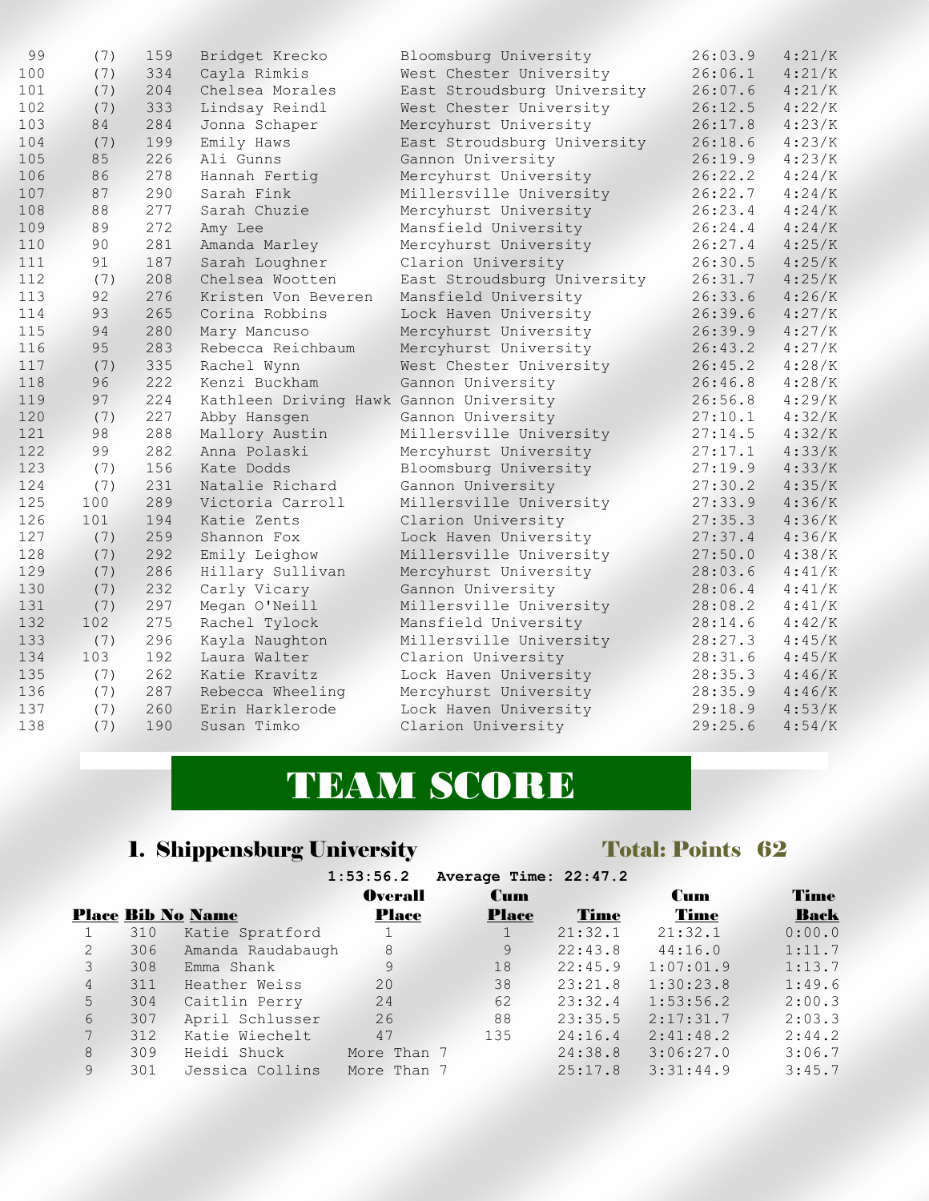| | | | | | | |
|---|---|---|---|---|---|---|
| 99 | (7) | 159 | Bridget Krecko | Bloomsburg University | 26:03.9 | 4:21/K |
| 100 | (7) | 334 | Cayla Rimkis | West Chester University | 26:06.1 | 4:21/K |
| 101 | (7) | 204 | Chelsea Morales | East Stroudsburg University | 26:07.6 | 4:21/K |
| 102 | (7) | 333 | Lindsay Reindl | West Chester University | 26:12.5 | 4:22/K |
| 103 | 84 | 284 | Jonna Schaper | Mercyhurst University | 26:17.8 | 4:23/K |
| 104 | (7) | 199 | Emily Haws | East Stroudsburg University | 26:18.6 | 4:23/K |
| 105 | 85 | 226 | Ali Gunns | Gannon University | 26:19.9 | 4:23/K |
| 106 | 86 | 278 | Hannah Fertig | Mercyhurst University | 26:22.2 | 4:24/K |
| 107 | 87 | 290 | Sarah Fink | Millersville University | 26:22.7 | 4:24/K |
| 108 | 88 | 277 | Sarah Chuzie | Mercyhurst University | 26:23.4 | 4:24/K |
| 109 | 89 | 272 | Amy Lee | Mansfield University | 26:24.4 | 4:24/K |
| 110 | 90 | 281 | Amanda Marley | Mercyhurst University | 26:27.4 | 4:25/K |
| 111 | 91 | 187 | Sarah Loughner | Clarion University | 26:30.5 | 4:25/K |
| 112 | (7) | 208 | Chelsea Wootten | East Stroudsburg University | 26:31.7 | 4:25/K |
| 113 | 92 | 276 | Kristen Von Beveren | Mansfield University | 26:33.6 | 4:26/K |
| 114 | 93 | 265 | Corina Robbins | Lock Haven University | 26:39.6 | 4:27/K |
| 115 | 94 | 280 | Mary Mancuso | Mercyhurst University | 26:39.9 | 4:27/K |
| 116 | 95 | 283 | Rebecca Reichbaum | Mercyhurst University | 26:43.2 | 4:27/K |
| 117 | (7) | 335 | Rachel Wynn | West Chester University | 26:45.2 | 4:28/K |
| 118 | 96 | 222 | Kenzi Buckham | Gannon University | 26:46.8 | 4:28/K |
| 119 | 97 | 224 | Kathleen Driving Hawk | Gannon University | 26:56.8 | 4:29/K |
| 120 | (7) | 227 | Abby Hansgen | Gannon University | 27:10.1 | 4:32/K |
| 121 | 98 | 288 | Mallory Austin | Millersville University | 27:14.5 | 4:32/K |
| 122 | 99 | 282 | Anna Polaski | Mercyhurst University | 27:17.1 | 4:33/K |
| 123 | (7) | 156 | Kate Dodds | Bloomsburg University | 27:19.9 | 4:33/K |
| 124 | (7) | 231 | Natalie Richard | Gannon University | 27:30.2 | 4:35/K |
| 125 | 100 | 289 | Victoria Carroll | Millersville University | 27:33.9 | 4:36/K |
| 126 | 101 | 194 | Katie Zents | Clarion University | 27:35.3 | 4:36/K |
| 127 | (7) | 259 | Shannon Fox | Lock Haven University | 27:37.4 | 4:36/K |
| 128 | (7) | 292 | Emily Leighow | Millersville University | 27:50.0 | 4:38/K |
| 129 | (7) | 286 | Hillary Sullivan | Mercyhurst University | 28:03.6 | 4:41/K |
| 130 | (7) | 232 | Carly Vicary | Gannon University | 28:06.4 | 4:41/K |
| 131 | (7) | 297 | Megan O'Neill | Millersville University | 28:08.2 | 4:41/K |
| 132 | 102 | 275 | Rachel Tylock | Mansfield University | 28:14.6 | 4:42/K |
| 133 | (7) | 296 | Kayla Naughton | Millersville University | 28:27.3 | 4:45/K |
| 134 | 103 | 192 | Laura Walter | Clarion University | 28:31.6 | 4:45/K |
| 135 | (7) | 262 | Katie Kravitz | Lock Haven University | 28:35.3 | 4:46/K |
| 136 | (7) | 287 | Rebecca Wheeling | Mercyhurst University | 28:35.9 | 4:46/K |
| 137 | (7) | 260 | Erin Harklerode | Lock Haven University | 29:18.9 | 4:53/K |
| 138 | (7) | 190 | Susan Timko | Clarion University | 29:25.6 | 4:54/K |

# TEAM SCORE

## 1. Shippensburg University — Total: Points 62

**1:53:56.2 Average Time: 22:47.2**

| Place | Bib No | Name | Overall Place | Cum Place | Time | Cum Time | Time Back |
|---|---|---|---|---|---|---|---|
| 1 | 310 | Katie Spratford | 1 | 1 | 21:32.1 | 21:32.1 | 0:00.0 |
| 2 | 306 | Amanda Raudabaugh | 8 | 9 | 22:43.8 | 44:16.0 | 1:11.7 |
| 3 | 308 | Emma Shank | 9 | 18 | 22:45.9 | 1:07:01.9 | 1:13.7 |
| 4 | 311 | Heather Weiss | 20 | 38 | 23:21.8 | 1:30:23.8 | 1:49.6 |
| 5 | 304 | Caitlin Perry | 24 | 62 | 23:32.4 | 1:53:56.2 | 2:00.3 |
| 6 | 307 | April Schlusser | 26 | 88 | 23:35.5 | 2:17:31.7 | 2:03.3 |
| 7 | 312 | Katie Wiechelt | 47 | 135 | 24:16.4 | 2:41:48.2 | 2:44.2 |
| 8 | 309 | Heidi Shuck | More Than 7 | | 24:38.8 | 3:06:27.0 | 3:06.7 |
| 9 | 301 | Jessica Collins | More Than 7 | | 25:17.8 | 3:31:44.9 | 3:45.7 |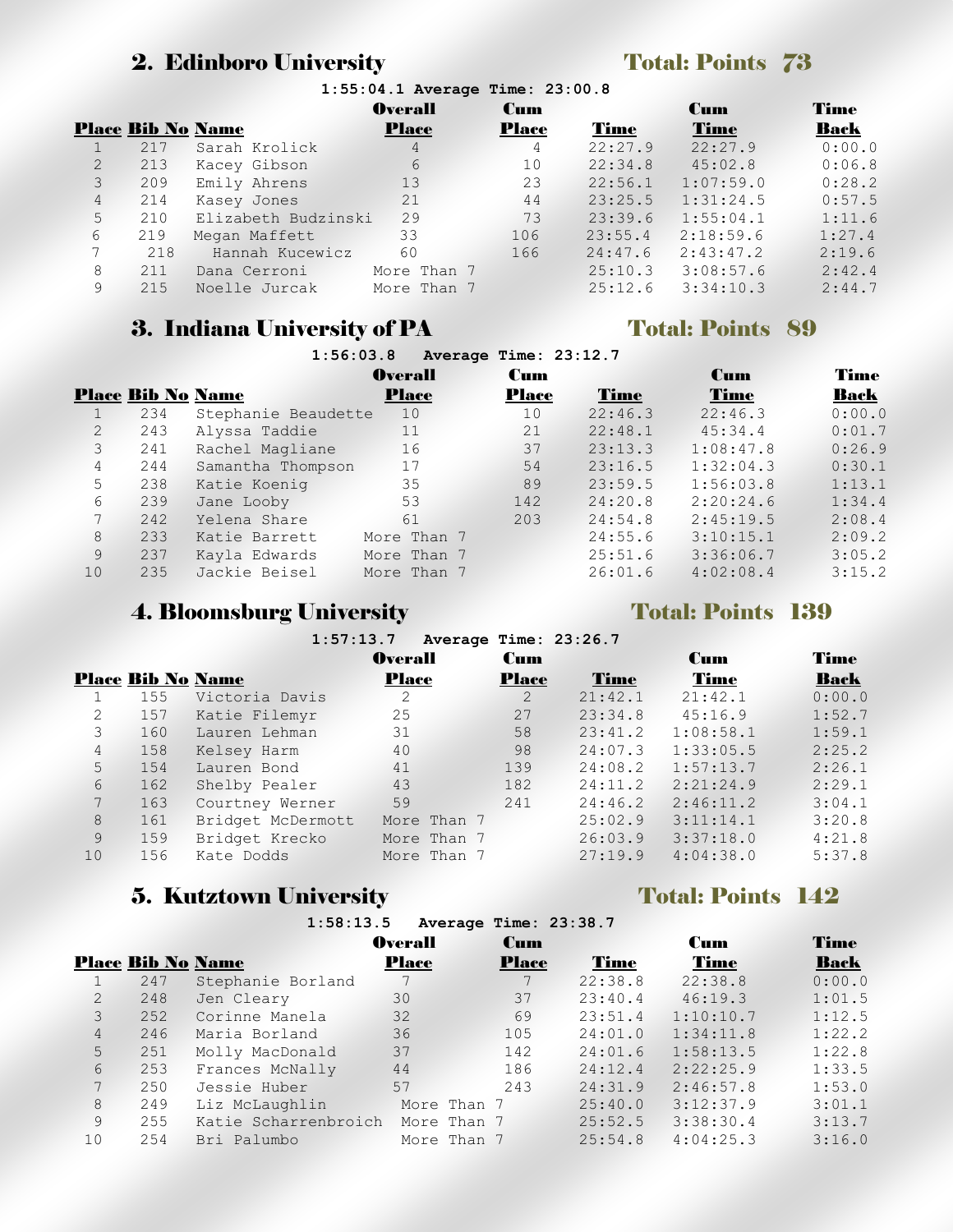## 2. Edinboro University

**Total: Points 73**

**1:55:04.1 Average Time: 23:00.8**

| Place | Bib No | Name | Overall Place | Cum Place | Time | Cum Time | Time Back |
|---|---|---|---|---|---|---|---|
| 1 | 217 | Sarah Krolick | 4 | 4 | 22:27.9 | 22:27.9 | 0:00.0 |
| 2 | 213 | Kacey Gibson | 6 | 10 | 22:34.8 | 45:02.8 | 0:06.8 |
| 3 | 209 | Emily Ahrens | 13 | 23 | 22:56.1 | 1:07:59.0 | 0:28.2 |
| 4 | 214 | Kasey Jones | 21 | 44 | 23:25.5 | 1:31:24.5 | 0:57.5 |
| 5 | 210 | Elizabeth Budzinski | 29 | 73 | 23:39.6 | 1:55:04.1 | 1:11.6 |
| 6 | 219 | Megan Maffett | 33 | 106 | 23:55.4 | 2:18:59.6 | 1:27.4 |
| 7 | 218 | Hannah Kucewicz | 60 | 166 | 24:47.6 | 2:43:47.2 | 2:19.6 |
| 8 | 211 | Dana Cerroni | More Than 7 | | 25:10.3 | 3:08:57.6 | 2:42.4 |
| 9 | 215 | Noelle Jurcak | More Than 7 | | 25:12.6 | 3:34:10.3 | 2:44.7 |

## 3. Indiana University of PA

**Total: Points 89**

**1:56:03.8 Average Time: 23:12.7**

| Place | Bib No | Name | Overall Place | Cum Place | Time | Cum Time | Time Back |
|---|---|---|---|---|---|---|---|
| 1 | 234 | Stephanie Beaudette | 10 | 10 | 22:46.3 | 22:46.3 | 0:00.0 |
| 2 | 243 | Alyssa Taddie | 11 | 21 | 22:48.1 | 45:34.4 | 0:01.7 |
| 3 | 241 | Rachel Magliane | 16 | 37 | 23:13.3 | 1:08:47.8 | 0:26.9 |
| 4 | 244 | Samantha Thompson | 17 | 54 | 23:16.5 | 1:32:04.3 | 0:30.1 |
| 5 | 238 | Katie Koenig | 35 | 89 | 23:59.5 | 1:56:03.8 | 1:13.1 |
| 6 | 239 | Jane Looby | 53 | 142 | 24:20.8 | 2:20:24.6 | 1:34.4 |
| 7 | 242 | Yelena Share | 61 | 203 | 24:54.8 | 2:45:19.5 | 2:08.4 |
| 8 | 233 | Katie Barrett | More Than 7 | | 24:55.6 | 3:10:15.1 | 2:09.2 |
| 9 | 237 | Kayla Edwards | More Than 7 | | 25:51.6 | 3:36:06.7 | 3:05.2 |
| 10 | 235 | Jackie Beisel | More Than 7 | | 26:01.6 | 4:02:08.4 | 3:15.2 |

## 4. Bloomsburg University

**Total: Points 139**

**1:57:13.7 Average Time: 23:26.7**

| Place | Bib No | Name | Overall Place | Cum Place | Time | Cum Time | Time Back |
|---|---|---|---|---|---|---|---|
| 1 | 155 | Victoria Davis | 2 | 2 | 21:42.1 | 21:42.1 | 0:00.0 |
| 2 | 157 | Katie Filemyr | 25 | 27 | 23:34.8 | 45:16.9 | 1:52.7 |
| 3 | 160 | Lauren Lehman | 31 | 58 | 23:41.2 | 1:08:58.1 | 1:59.1 |
| 4 | 158 | Kelsey Harm | 40 | 98 | 24:07.3 | 1:33:05.5 | 2:25.2 |
| 5 | 154 | Lauren Bond | 41 | 139 | 24:08.2 | 1:57:13.7 | 2:26.1 |
| 6 | 162 | Shelby Pealer | 43 | 182 | 24:11.2 | 2:21:24.9 | 2:29.1 |
| 7 | 163 | Courtney Werner | 59 | 241 | 24:46.2 | 2:46:11.2 | 3:04.1 |
| 8 | 161 | Bridget McDermott | More Than 7 | | 25:02.9 | 3:11:14.1 | 3:20.8 |
| 9 | 159 | Bridget Krecko | More Than 7 | | 26:03.9 | 3:37:18.0 | 4:21.8 |
| 10 | 156 | Kate Dodds | More Than 7 | | 27:19.9 | 4:04:38.0 | 5:37.8 |

## 5. Kutztown University

**Total: Points 142**

**1:58:13.5 Average Time: 23:38.7**

| Place | Bib No | Name | Overall Place | Cum Place | Time | Cum Time | Time Back |
|---|---|---|---|---|---|---|---|
| 1 | 247 | Stephanie Borland | 7 | 7 | 22:38.8 | 22:38.8 | 0:00.0 |
| 2 | 248 | Jen Cleary | 30 | 37 | 23:40.4 | 46:19.3 | 1:01.5 |
| 3 | 252 | Corinne Manela | 32 | 69 | 23:51.4 | 1:10:10.7 | 1:12.5 |
| 4 | 246 | Maria Borland | 36 | 105 | 24:01.0 | 1:34:11.8 | 1:22.2 |
| 5 | 251 | Molly MacDonald | 37 | 142 | 24:01.6 | 1:58:13.5 | 1:22.8 |
| 6 | 253 | Frances McNally | 44 | 186 | 24:12.4 | 2:22:25.9 | 1:33.5 |
| 7 | 250 | Jessie Huber | 57 | 243 | 24:31.9 | 2:46:57.8 | 1:53.0 |
| 8 | 249 | Liz McLaughlin | More Than 7 | | 25:40.0 | 3:12:37.9 | 3:01.1 |
| 9 | 255 | Katie Scharrenbroich | More Than 7 | | 25:52.5 | 3:38:30.4 | 3:13.7 |
| 10 | 254 | Bri Palumbo | More Than 7 | | 25:54.8 | 4:04:25.3 | 3:16.0 |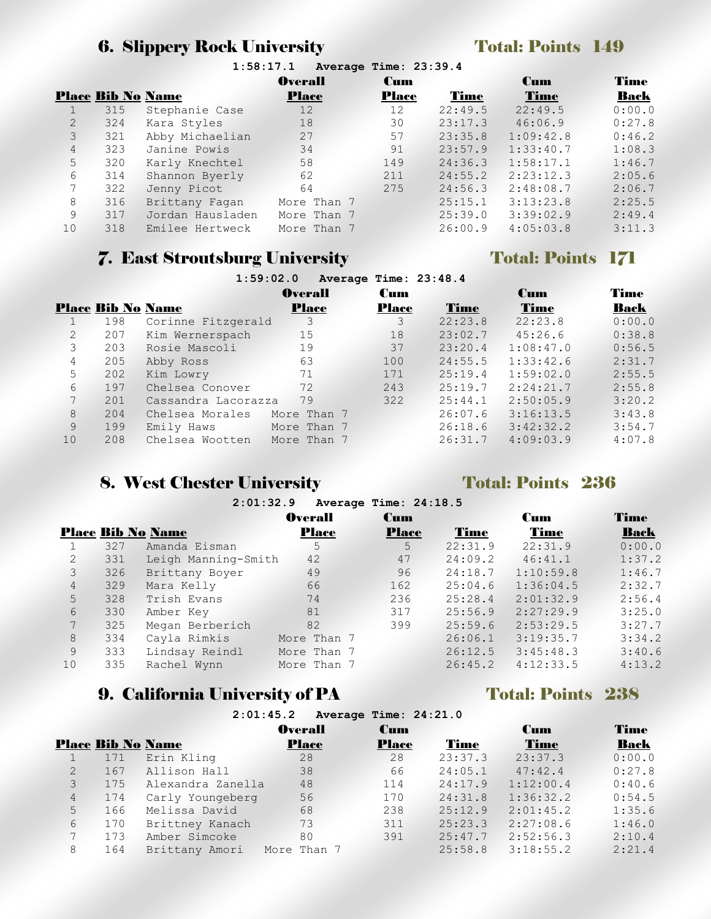## 6. Slippery Rock University

**Total: Points 149**

1:58:17.1 Average Time: 23:39.4

| Place | Bib No | Name | Overall Place | Cum Place | Time | Cum Time | Time Back |
|---|---|---|---|---|---|---|---|
| 1 | 315 | Stephanie Case | 12 | 12 | 22:49.5 | 22:49.5 | 0:00.0 |
| 2 | 324 | Kara Styles | 18 | 30 | 23:17.3 | 46:06.9 | 0:27.8 |
| 3 | 321 | Abby Michaelian | 27 | 57 | 23:35.8 | 1:09:42.8 | 0:46.2 |
| 4 | 323 | Janine Powis | 34 | 91 | 23:57.9 | 1:33:40.7 | 1:08.3 |
| 5 | 320 | Karly Knechtel | 58 | 149 | 24:36.3 | 1:58:17.1 | 1:46.7 |
| 6 | 314 | Shannon Byerly | 62 | 211 | 24:55.2 | 2:23:12.3 | 2:05.6 |
| 7 | 322 | Jenny Picot | 64 | 275 | 24:56.3 | 2:48:08.7 | 2:06.7 |
| 8 | 316 | Brittany Fagan | More Than 7 | | 25:15.1 | 3:13:23.8 | 2:25.5 |
| 9 | 317 | Jordan Hausladen | More Than 7 | | 25:39.0 | 3:39:02.9 | 2:49.4 |
| 10 | 318 | Emilee Hertweck | More Than 7 | | 26:00.9 | 4:05:03.8 | 3:11.3 |

## 7. East Stroutsburg University

**Total: Points 171**

1:59:02.0 Average Time: 23:48.4

| Place | Bib No | Name | Overall Place | Cum Place | Time | Cum Time | Time Back |
|---|---|---|---|---|---|---|---|
| 1 | 198 | Corinne Fitzgerald | 3 | 3 | 22:23.8 | 22:23.8 | 0:00.0 |
| 2 | 207 | Kim Wernerspach | 15 | 18 | 23:02.7 | 45:26.6 | 0:38.8 |
| 3 | 203 | Rosie Mascoli | 19 | 37 | 23:20.4 | 1:08:47.0 | 0:56.5 |
| 4 | 205 | Abby Ross | 63 | 100 | 24:55.5 | 1:33:42.6 | 2:31.7 |
| 5 | 202 | Kim Lowry | 71 | 171 | 25:19.4 | 1:59:02.0 | 2:55.5 |
| 6 | 197 | Chelsea Conover | 72 | 243 | 25:19.7 | 2:24:21.7 | 2:55.8 |
| 7 | 201 | Cassandra Lacorazza | 79 | 322 | 25:44.1 | 2:50:05.9 | 3:20.2 |
| 8 | 204 | Chelsea Morales | More Than 7 | | 26:07.6 | 3:16:13.5 | 3:43.8 |
| 9 | 199 | Emily Haws | More Than 7 | | 26:18.6 | 3:42:32.2 | 3:54.7 |
| 10 | 208 | Chelsea Wootten | More Than 7 | | 26:31.7 | 4:09:03.9 | 4:07.8 |

## 8. West Chester University

**Total: Points 236**

2:01:32.9 Average Time: 24:18.5

| Place | Bib No | Name | Overall Place | Cum Place | Time | Cum Time | Time Back |
|---|---|---|---|---|---|---|---|
| 1 | 327 | Amanda Eisman | 5 | 5 | 22:31.9 | 22:31.9 | 0:00.0 |
| 2 | 331 | Leigh Manning-Smith | 42 | 47 | 24:09.2 | 46:41.1 | 1:37.2 |
| 3 | 326 | Brittany Boyer | 49 | 96 | 24:18.7 | 1:10:59.8 | 1:46.7 |
| 4 | 329 | Mara Kelly | 66 | 162 | 25:04.6 | 1:36:04.5 | 2:32.7 |
| 5 | 328 | Trish Evans | 74 | 236 | 25:28.4 | 2:01:32.9 | 2:56.4 |
| 6 | 330 | Amber Key | 81 | 317 | 25:56.9 | 2:27:29.9 | 3:25.0 |
| 7 | 325 | Megan Berberich | 82 | 399 | 25:59.6 | 2:53:29.5 | 3:27.7 |
| 8 | 334 | Cayla Rimkis | More Than 7 | | 26:06.1 | 3:19:35.7 | 3:34.2 |
| 9 | 333 | Lindsay Reindl | More Than 7 | | 26:12.5 | 3:45:48.3 | 3:40.6 |
| 10 | 335 | Rachel Wynn | More Than 7 | | 26:45.2 | 4:12:33.5 | 4:13.2 |

## 9. California University of PA

**Total: Points 238**

2:01:45.2 Average Time: 24:21.0

| Place | Bib No | Name | Overall Place | Cum Place | Time | Cum Time | Time Back |
|---|---|---|---|---|---|---|---|
| 1 | 171 | Erin Kling | 28 | 28 | 23:37.3 | 23:37.3 | 0:00.0 |
| 2 | 167 | Allison Hall | 38 | 66 | 24:05.1 | 47:42.4 | 0:27.8 |
| 3 | 175 | Alexandra Zanella | 48 | 114 | 24:17.9 | 1:12:00.4 | 0:40.6 |
| 4 | 174 | Carly Youngeberg | 56 | 170 | 24:31.8 | 1:36:32.2 | 0:54.5 |
| 5 | 166 | Melissa David | 68 | 238 | 25:12.9 | 2:01:45.2 | 1:35.6 |
| 6 | 170 | Brittney Kanach | 73 | 311 | 25:23.3 | 2:27:08.6 | 1:46.0 |
| 7 | 173 | Amber Simcoke | 80 | 391 | 25:47.7 | 2:52:56.3 | 2:10.4 |
| 8 | 164 | Brittany Amori | More Than 7 | | 25:58.8 | 3:18:55.2 | 2:21.4 |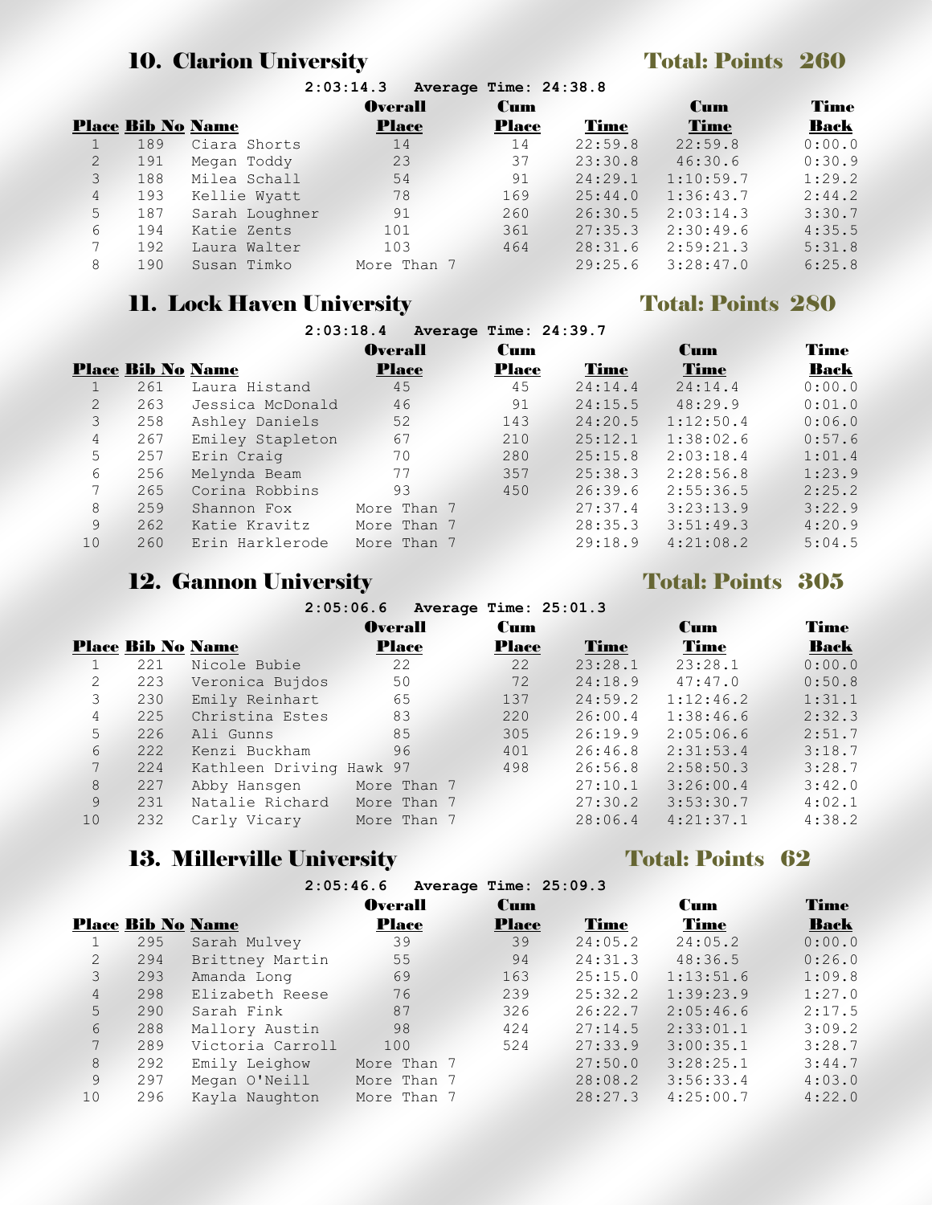## 10. Clarion University

**Total: Points 260**

**2:03:14.3 Average Time: 24:38.8**

| Place | Bib No | Name | Overall Place | Cum Place | Time | Cum Time | Time Back |
|---|---|---|---|---|---|---|---|
| 1 | 189 | Ciara Shorts | 14 | 14 | 22:59.8 | 22:59.8 | 0:00.0 |
| 2 | 191 | Megan Toddy | 23 | 37 | 23:30.8 | 46:30.6 | 0:30.9 |
| 3 | 188 | Milea Schall | 54 | 91 | 24:29.1 | 1:10:59.7 | 1:29.2 |
| 4 | 193 | Kellie Wyatt | 78 | 169 | 25:44.0 | 1:36:43.7 | 2:44.2 |
| 5 | 187 | Sarah Loughner | 91 | 260 | 26:30.5 | 2:03:14.3 | 3:30.7 |
| 6 | 194 | Katie Zents | 101 | 361 | 27:35.3 | 2:30:49.6 | 4:35.5 |
| 7 | 192 | Laura Walter | 103 | 464 | 28:31.6 | 2:59:21.3 | 5:31.8 |
| 8 | 190 | Susan Timko | More Than 7 | | 29:25.6 | 3:28:47.0 | 6:25.8 |

## 11. Lock Haven University

**Total: Points 280**

**2:03:18.4 Average Time: 24:39.7**

| Place | Bib No | Name | Overall Place | Cum Place | Time | Cum Time | Time Back |
|---|---|---|---|---|---|---|---|
| 1 | 261 | Laura Histand | 45 | 45 | 24:14.4 | 24:14.4 | 0:00.0 |
| 2 | 263 | Jessica McDonald | 46 | 91 | 24:15.5 | 48:29.9 | 0:01.0 |
| 3 | 258 | Ashley Daniels | 52 | 143 | 24:20.5 | 1:12:50.4 | 0:06.0 |
| 4 | 267 | Emiley Stapleton | 67 | 210 | 25:12.1 | 1:38:02.6 | 0:57.6 |
| 5 | 257 | Erin Craig | 70 | 280 | 25:15.8 | 2:03:18.4 | 1:01.4 |
| 6 | 256 | Melynda Beam | 77 | 357 | 25:38.3 | 2:28:56.8 | 1:23.9 |
| 7 | 265 | Corina Robbins | 93 | 450 | 26:39.6 | 2:55:36.5 | 2:25.2 |
| 8 | 259 | Shannon Fox | More Than 7 | | 27:37.4 | 3:23:13.9 | 3:22.9 |
| 9 | 262 | Katie Kravitz | More Than 7 | | 28:35.3 | 3:51:49.3 | 4:20.9 |
| 10 | 260 | Erin Harklerode | More Than 7 | | 29:18.9 | 4:21:08.2 | 5:04.5 |

## 12. Gannon University

**Total: Points 305**

**2:05:06.6 Average Time: 25:01.3**

| Place | Bib No | Name | Overall Place | Cum Place | Time | Cum Time | Time Back |
|---|---|---|---|---|---|---|---|
| 1 | 221 | Nicole Bubie | 22 | 22 | 23:28.1 | 23:28.1 | 0:00.0 |
| 2 | 223 | Veronica Bujdos | 50 | 72 | 24:18.9 | 47:47.0 | 0:50.8 |
| 3 | 230 | Emily Reinhart | 65 | 137 | 24:59.2 | 1:12:46.2 | 1:31.1 |
| 4 | 225 | Christina Estes | 83 | 220 | 26:00.4 | 1:38:46.6 | 2:32.3 |
| 5 | 226 | Ali Gunns | 85 | 305 | 26:19.9 | 2:05:06.6 | 2:51.7 |
| 6 | 222 | Kenzi Buckham | 96 | 401 | 26:46.8 | 2:31:53.4 | 3:18.7 |
| 7 | 224 | Kathleen Driving Hawk | 97 | 498 | 26:56.8 | 2:58:50.3 | 3:28.7 |
| 8 | 227 | Abby Hansgen | More Than 7 | | 27:10.1 | 3:26:00.4 | 3:42.0 |
| 9 | 231 | Natalie Richard | More Than 7 | | 27:30.2 | 3:53:30.7 | 4:02.1 |
| 10 | 232 | Carly Vicary | More Than 7 | | 28:06.4 | 4:21:37.1 | 4:38.2 |

## 13. Millerville University

**Total: Points 62**

**2:05:46.6 Average Time: 25:09.3**

| Place | Bib No | Name | Overall Place | Cum Place | Time | Cum Time | Time Back |
|---|---|---|---|---|---|---|---|
| 1 | 295 | Sarah Mulvey | 39 | 39 | 24:05.2 | 24:05.2 | 0:00.0 |
| 2 | 294 | Brittney Martin | 55 | 94 | 24:31.3 | 48:36.5 | 0:26.0 |
| 3 | 293 | Amanda Long | 69 | 163 | 25:15.0 | 1:13:51.6 | 1:09.8 |
| 4 | 298 | Elizabeth Reese | 76 | 239 | 25:32.2 | 1:39:23.9 | 1:27.0 |
| 5 | 290 | Sarah Fink | 87 | 326 | 26:22.7 | 2:05:46.6 | 2:17.5 |
| 6 | 288 | Mallory Austin | 98 | 424 | 27:14.5 | 2:33:01.1 | 3:09.2 |
| 7 | 289 | Victoria Carroll | 100 | 524 | 27:33.9 | 3:00:35.1 | 3:28.7 |
| 8 | 292 | Emily Leighow | More Than 7 | | 27:50.0 | 3:28:25.1 | 3:44.7 |
| 9 | 297 | Megan O'Neill | More Than 7 | | 28:08.2 | 3:56:33.4 | 4:03.0 |
| 10 | 296 | Kayla Naughton | More Than 7 | | 28:27.3 | 4:25:00.7 | 4:22.0 |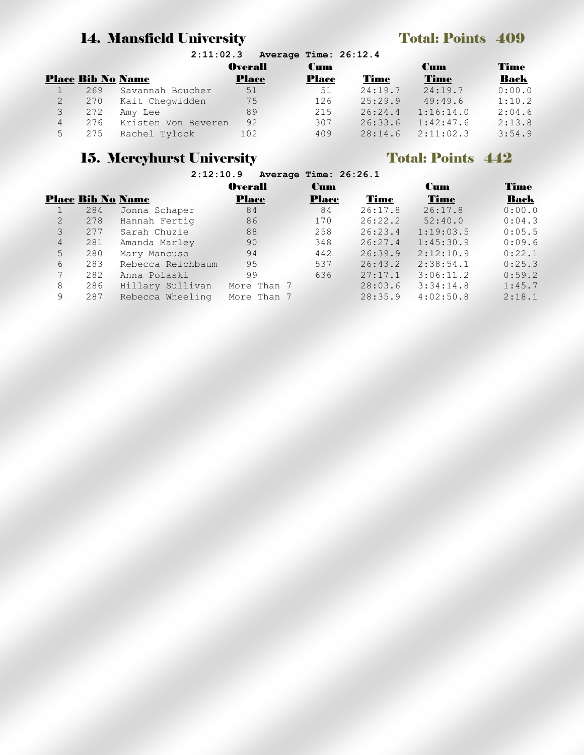## 14. Mansfield University

**Total: Points 409**

**2:11:02.3 Average Time: 26:12.4**

| Place | Bib No | Name | Overall Place | Cum Place | Time | Cum Time | Time Back |
|---|---|---|---|---|---|---|---|
| 1 | 269 | Savannah Boucher | 51 | 51 | 24:19.7 | 24:19.7 | 0:00.0 |
| 2 | 270 | Kait Chegwidden | 75 | 126 | 25:29.9 | 49:49.6 | 1:10.2 |
| 3 | 272 | Amy Lee | 89 | 215 | 26:24.4 | 1:16:14.0 | 2:04.6 |
| 4 | 276 | Kristen Von Beveren | 92 | 307 | 26:33.6 | 1:42:47.6 | 2:13.8 |
| 5 | 275 | Rachel Tylock | 102 | 409 | 28:14.6 | 2:11:02.3 | 3:54.9 |

## 15. Mercyhurst University

**Total: Points 442**

**2:12:10.9 Average Time: 26:26.1**

| Place | Bib No | Name | Overall Place | Cum Place | Time | Cum Time | Time Back |
|---|---|---|---|---|---|---|---|
| 1 | 284 | Jonna Schaper | 84 | 84 | 26:17.8 | 26:17.8 | 0:00.0 |
| 2 | 278 | Hannah Fertig | 86 | 170 | 26:22.2 | 52:40.0 | 0:04.3 |
| 3 | 277 | Sarah Chuzie | 88 | 258 | 26:23.4 | 1:19:03.5 | 0:05.5 |
| 4 | 281 | Amanda Marley | 90 | 348 | 26:27.4 | 1:45:30.9 | 0:09.6 |
| 5 | 280 | Mary Mancuso | 94 | 442 | 26:39.9 | 2:12:10.9 | 0:22.1 |
| 6 | 283 | Rebecca Reichbaum | 95 | 537 | 26:43.2 | 2:38:54.1 | 0:25.3 |
| 7 | 282 | Anna Polaski | 99 | 636 | 27:17.1 | 3:06:11.2 | 0:59.2 |
| 8 | 286 | Hillary Sullivan | More Than 7 | | 28:03.6 | 3:34:14.8 | 1:45.7 |
| 9 | 287 | Rebecca Wheeling | More Than 7 | | 28:35.9 | 4:02:50.8 | 2:18.1 |